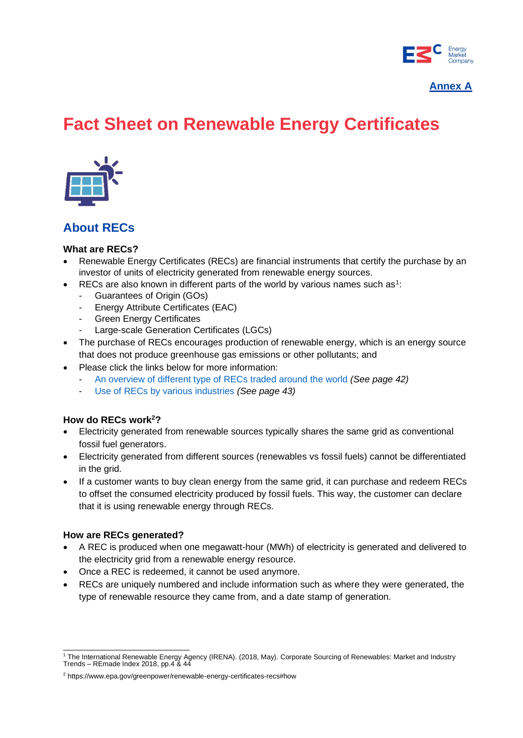**Annex A**

# Fact Sheet on Renewable Energy Certificates

## About RECs

### What are RECs?

- Renewable Energy Certificates (RECs) are financial instruments that certify the purchase by an investor of units of electricity generated from renewable energy sources.
- RECs are also known in different parts of the world by various names such as[1]:
  - Guarantees of Origin (GOs)
  - Energy Attribute Certificates (EAC)
  - Green Energy Certificates
  - Large-scale Generation Certificates (LGCs)
- The purchase of RECs encourages production of renewable energy, which is an energy source that does not produce greenhouse gas emissions or other pollutants; and
- Please click the links below for more information:
  - An overview of different type of RECs traded around the world *(See page 42)*
  - Use of RECs by various industries *(See page 43)*

### How do RECs work[2]?

- Electricity generated from renewable sources typically shares the same grid as conventional fossil fuel generators.
- Electricity generated from different sources (renewables vs fossil fuels) cannot be differentiated in the grid.
- If a customer wants to buy clean energy from the same grid, it can purchase and redeem RECs to offset the consumed electricity produced by fossil fuels. This way, the customer can declare that it is using renewable energy through RECs.

### How are RECs generated?

- A REC is produced when one megawatt-hour (MWh) of electricity is generated and delivered to the electricity grid from a renewable energy resource.
- Once a REC is redeemed, it cannot be used anymore.
- RECs are uniquely numbered and include information such as where they were generated, the type of renewable resource they came from, and a date stamp of generation.

---

[1] The International Renewable Energy Agency (IRENA). (2018, May). Corporate Sourcing of Renewables: Market and Industry Trends – REmade Index 2018, pp.4 & 44

[2] https://www.epa.gov/greenpower/renewable-energy-certificates-recs#how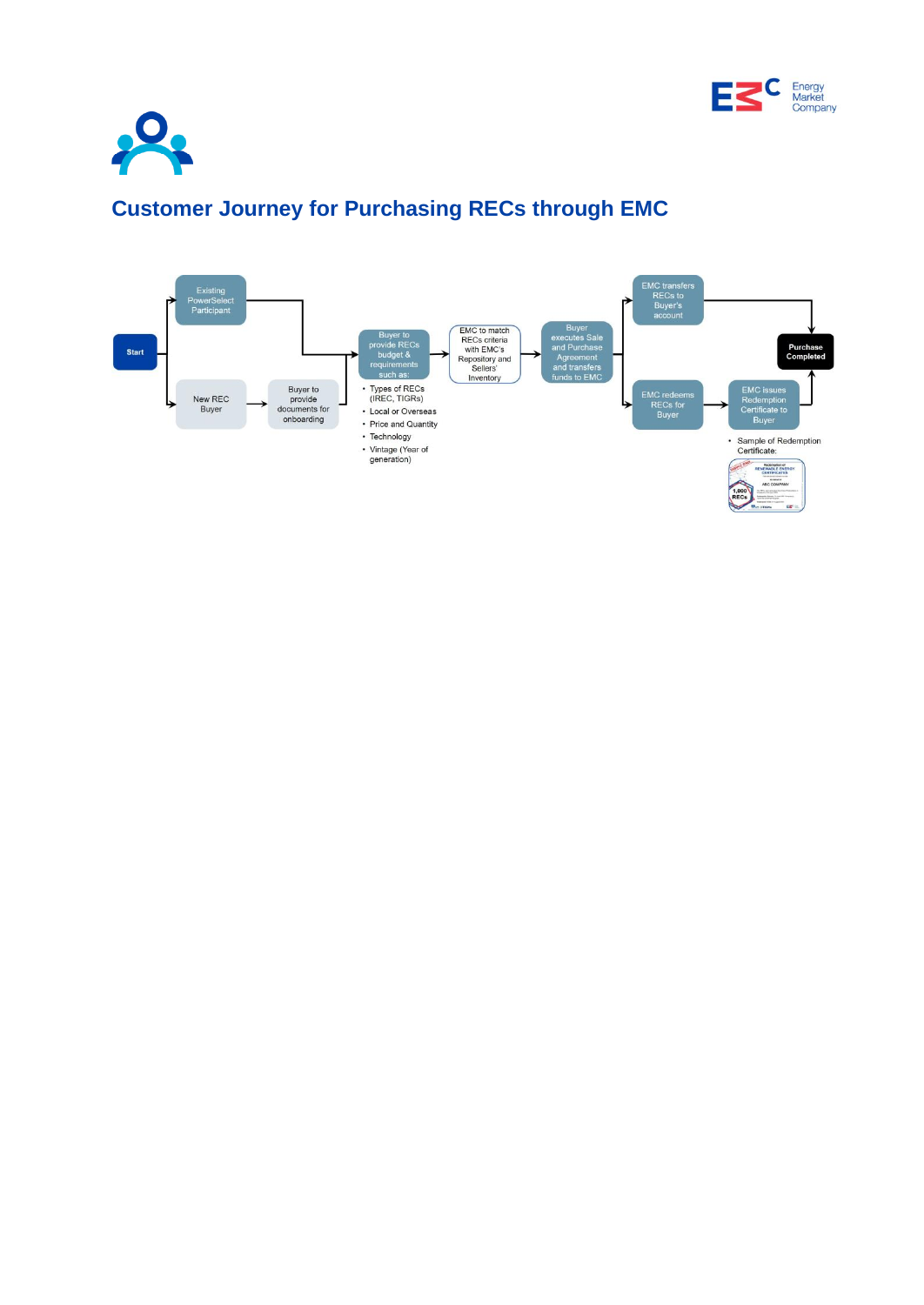## Customer Journey for Purchasing RECs through EMC

Start

Existing PowerSelect Participant

New REC Buyer

Buyer to provide documents for onboarding

Buyer to provide RECs budget & requirements such as:

- Types of RECs (IREC, TIGRs)
- Local or Overseas
- Price and Quantity
- Technology
- Vintage (Year of generation)

EMC to match RECs criteria with EMC's Repository and Sellers' Inventory

Buyer executes Sale and Purchase Agreement and transfers funds to EMC

EMC transfers RECs to Buyer's account

EMC redeems RECs for Buyer

EMC Issues Redemption Certificate to Buyer

- Sample of Redemption Certificate:

Purchase Completed